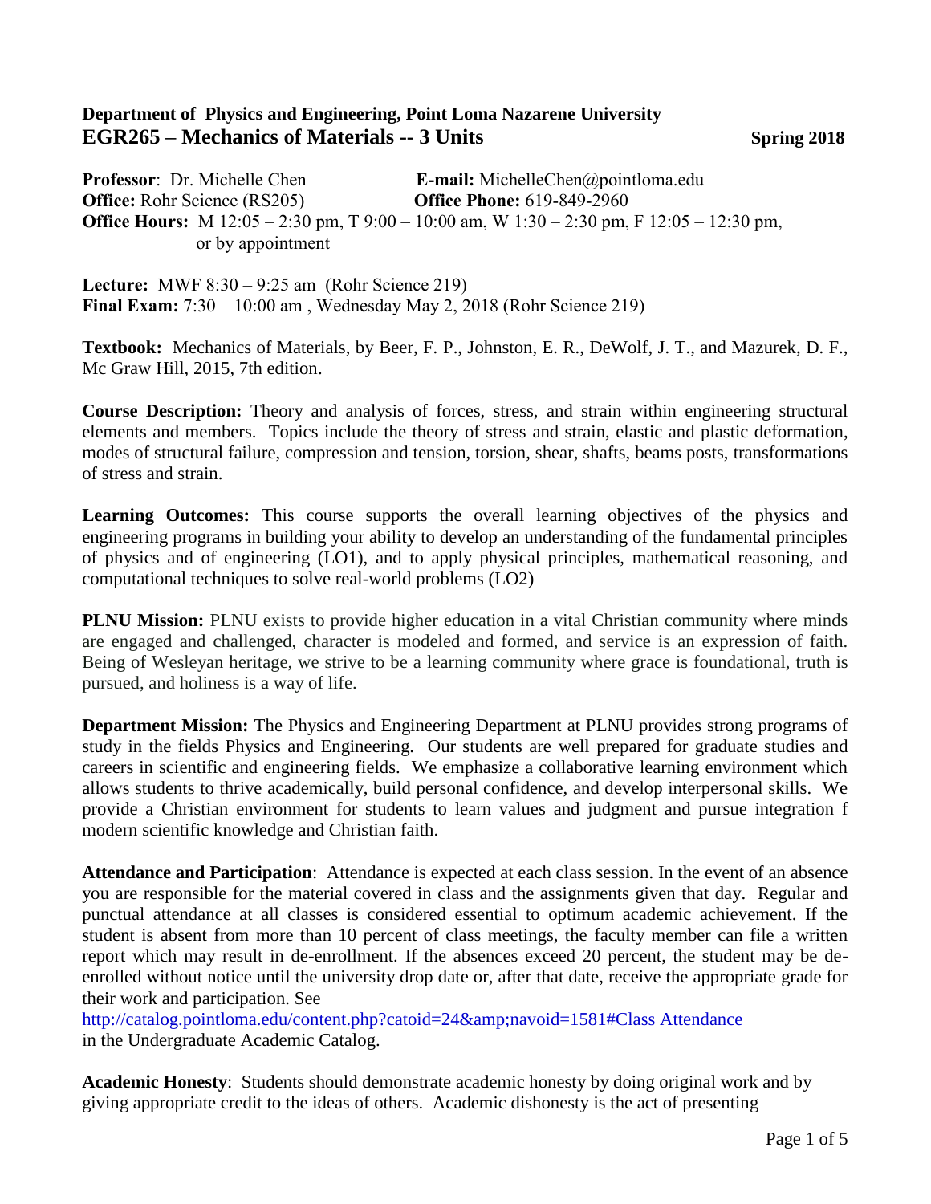**Department of Physics and Engineering, Point Loma Nazarene University**

## EGR265 – Mechanics of Materials -- 3 Units **Spring 2018**

**Professor**: Dr. Michelle Chen **E-mail:** MichelleChen@pointloma.edu
**Office:** Rohr Science (RS205) **Office Phone:** 619-849-2960
**Office Hours:** M 12:05 – 2:30 pm, T 9:00 – 10:00 am, W 1:30 – 2:30 pm, F 12:05 – 12:30 pm, or by appointment

**Lecture:** MWF 8:30 – 9:25 am (Rohr Science 219)
**Final Exam:** 7:30 – 10:00 am , Wednesday May 2, 2018 (Rohr Science 219)

**Textbook:** Mechanics of Materials, by Beer, F. P., Johnston, E. R., DeWolf, J. T., and Mazurek, D. F., Mc Graw Hill, 2015, 7th edition.

**Course Description:** Theory and analysis of forces, stress, and strain within engineering structural elements and members. Topics include the theory of stress and strain, elastic and plastic deformation, modes of structural failure, compression and tension, torsion, shear, shafts, beams posts, transformations of stress and strain.

**Learning Outcomes:** This course supports the overall learning objectives of the physics and engineering programs in building your ability to develop an understanding of the fundamental principles of physics and of engineering (LO1), and to apply physical principles, mathematical reasoning, and computational techniques to solve real-world problems (LO2)

**PLNU Mission:** PLNU exists to provide higher education in a vital Christian community where minds are engaged and challenged, character is modeled and formed, and service is an expression of faith. Being of Wesleyan heritage, we strive to be a learning community where grace is foundational, truth is pursued, and holiness is a way of life.

**Department Mission:** The Physics and Engineering Department at PLNU provides strong programs of study in the fields Physics and Engineering. Our students are well prepared for graduate studies and careers in scientific and engineering fields. We emphasize a collaborative learning environment which allows students to thrive academically, build personal confidence, and develop interpersonal skills. We provide a Christian environment for students to learn values and judgment and pursue integration f modern scientific knowledge and Christian faith.

**Attendance and Participation**: Attendance is expected at each class session. In the event of an absence you are responsible for the material covered in class and the assignments given that day. Regular and punctual attendance at all classes is considered essential to optimum academic achievement. If the student is absent from more than 10 percent of class meetings, the faculty member can file a written report which may result in de-enrollment. If the absences exceed 20 percent, the student may be de-enrolled without notice until the university drop date or, after that date, receive the appropriate grade for their work and participation. See
http://catalog.pointloma.edu/content.php?catoid=24&amp;navoid=1581#Class Attendance
in the Undergraduate Academic Catalog.

**Academic Honesty**: Students should demonstrate academic honesty by doing original work and by giving appropriate credit to the ideas of others. Academic dishonesty is the act of presenting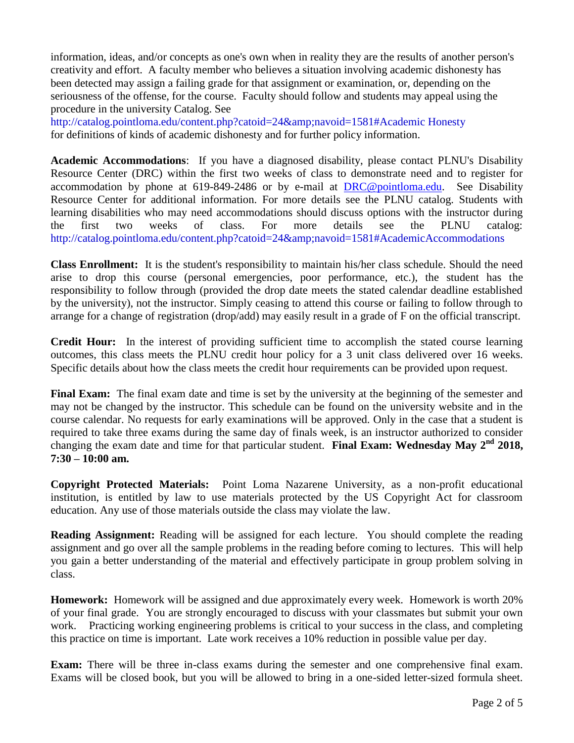information, ideas, and/or concepts as one's own when in reality they are the results of another person's creativity and effort. A faculty member who believes a situation involving academic dishonesty has been detected may assign a failing grade for that assignment or examination, or, depending on the seriousness of the offense, for the course. Faculty should follow and students may appeal using the procedure in the university Catalog. See http://catalog.pointloma.edu/content.php?catoid=24&amp;navoid=1581#Academic Honesty for definitions of kinds of academic dishonesty and for further policy information.

**Academic Accommodations**: If you have a diagnosed disability, please contact PLNU's Disability Resource Center (DRC) within the first two weeks of class to demonstrate need and to register for accommodation by phone at 619-849-2486 or by e-mail at DRC@pointloma.edu. See Disability Resource Center for additional information. For more details see the PLNU catalog. Students with learning disabilities who may need accommodations should discuss options with the instructor during the first two weeks of class. For more details see the PLNU catalog: http://catalog.pointloma.edu/content.php?catoid=24&amp;navoid=1581#AcademicAccommodations

**Class Enrollment:** It is the student's responsibility to maintain his/her class schedule. Should the need arise to drop this course (personal emergencies, poor performance, etc.), the student has the responsibility to follow through (provided the drop date meets the stated calendar deadline established by the university), not the instructor. Simply ceasing to attend this course or failing to follow through to arrange for a change of registration (drop/add) may easily result in a grade of F on the official transcript.

**Credit Hour:** In the interest of providing sufficient time to accomplish the stated course learning outcomes, this class meets the PLNU credit hour policy for a 3 unit class delivered over 16 weeks. Specific details about how the class meets the credit hour requirements can be provided upon request.

**Final Exam:** The final exam date and time is set by the university at the beginning of the semester and may not be changed by the instructor. This schedule can be found on the university website and in the course calendar. No requests for early examinations will be approved. Only in the case that a student is required to take three exams during the same day of finals week, is an instructor authorized to consider changing the exam date and time for that particular student. **Final Exam: Wednesday May 2nd 2018, 7:30 – 10:00 am.**

**Copyright Protected Materials:** Point Loma Nazarene University, as a non-profit educational institution, is entitled by law to use materials protected by the US Copyright Act for classroom education. Any use of those materials outside the class may violate the law.

**Reading Assignment:** Reading will be assigned for each lecture. You should complete the reading assignment and go over all the sample problems in the reading before coming to lectures. This will help you gain a better understanding of the material and effectively participate in group problem solving in class.

**Homework:** Homework will be assigned and due approximately every week. Homework is worth 20% of your final grade. You are strongly encouraged to discuss with your classmates but submit your own work. Practicing working engineering problems is critical to your success in the class, and completing this practice on time is important. Late work receives a 10% reduction in possible value per day.

**Exam:** There will be three in-class exams during the semester and one comprehensive final exam. Exams will be closed book, but you will be allowed to bring in a one-sided letter-sized formula sheet.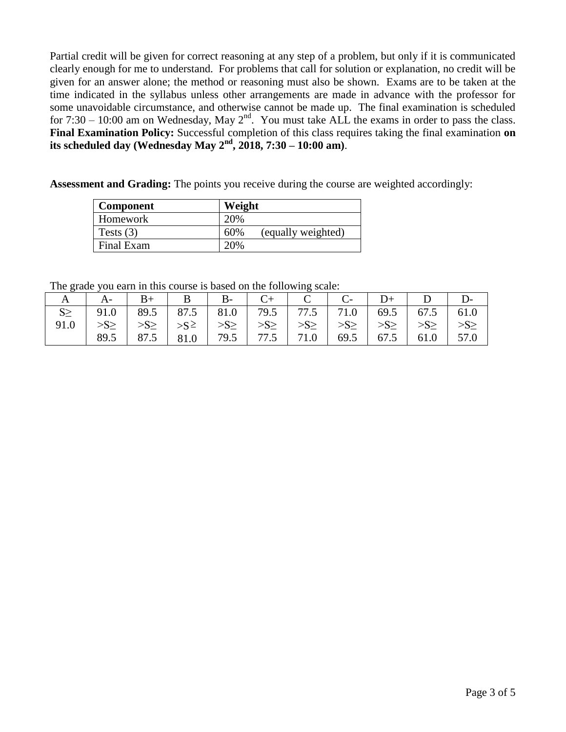Partial credit will be given for correct reasoning at any step of a problem, but only if it is communicated clearly enough for me to understand. For problems that call for solution or explanation, no credit will be given for an answer alone; the method or reasoning must also be shown. Exams are to be taken at the time indicated in the syllabus unless other arrangements are made in advance with the professor for some unavoidable circumstance, and otherwise cannot be made up. The final examination is scheduled for 7:30 – 10:00 am on Wednesday, May 2nd. You must take ALL the exams in order to pass the class. **Final Examination Policy:** Successful completion of this class requires taking the final examination **on its scheduled day (Wednesday May 2nd, 2018, 7:30 – 10:00 am)**.

**Assessment and Grading:** The points you receive during the course are weighted accordingly:

| Component | Weight |
|---|---|
| Homework | 20% |
| Tests (3) | 60% (equally weighted) |
| Final Exam | 20% |

The grade you earn in this course is based on the following scale:

| A | A- | B+ | B | B- | C+ | C | C- | D+ | D | D- |
|---|---|---|---|---|---|---|---|---|---|---|
| S≥ 91.0 | 91.0 >S≥ 89.5 | 89.5 >S≥ 87.5 | 87.5 >S≥ 81.0 | 81.0 >S≥ 79.5 | 79.5 >S≥ 77.5 | 77.5 >S≥ 71.0 | 71.0 >S≥ 69.5 | 69.5 >S≥ 67.5 | 67.5 >S≥ 61.0 | 61.0 >S≥ 57.0 |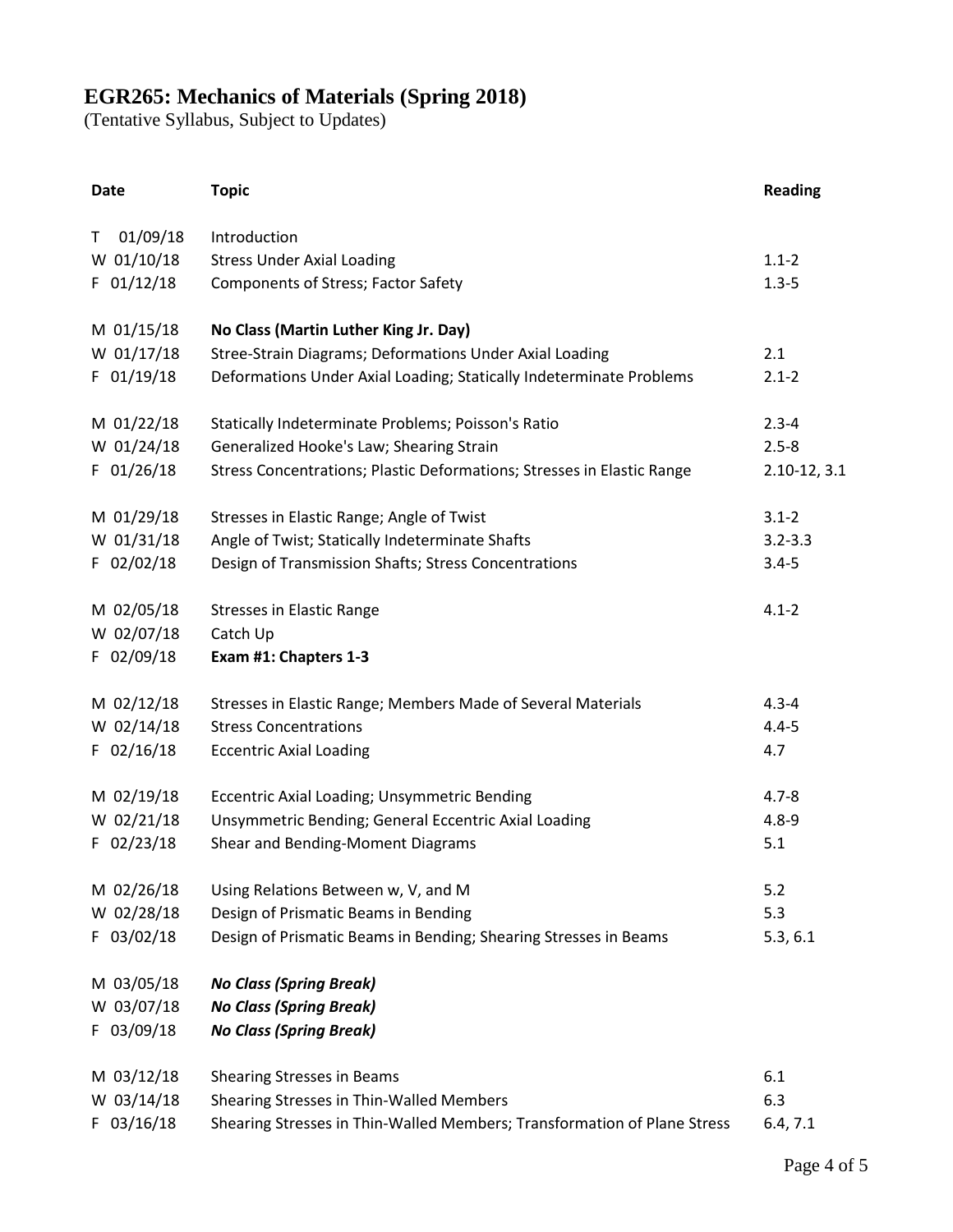# EGR265: Mechanics of Materials (Spring 2018)

(Tentative Syllabus, Subject to Updates)

| Date | Topic | Reading |
|---|---|---|
| T 01/09/18 | Introduction | |
| W 01/10/18 | Stress Under Axial Loading | 1.1-2 |
| F 01/12/18 | Components of Stress; Factor Safety | 1.3-5 |
| M 01/15/18 | **No Class (Martin Luther King Jr. Day)** | |
| W 01/17/18 | Stree-Strain Diagrams; Deformations Under Axial Loading | 2.1 |
| F 01/19/18 | Deformations Under Axial Loading; Statically Indeterminate Problems | 2.1-2 |
| M 01/22/18 | Statically Indeterminate Problems; Poisson's Ratio | 2.3-4 |
| W 01/24/18 | Generalized Hooke's Law; Shearing Strain | 2.5-8 |
| F 01/26/18 | Stress Concentrations; Plastic Deformations; Stresses in Elastic Range | 2.10-12, 3.1 |
| M 01/29/18 | Stresses in Elastic Range; Angle of Twist | 3.1-2 |
| W 01/31/18 | Angle of Twist; Statically Indeterminate Shafts | 3.2-3.3 |
| F 02/02/18 | Design of Transmission Shafts; Stress Concentrations | 3.4-5 |
| M 02/05/18 | Stresses in Elastic Range | 4.1-2 |
| W 02/07/18 | Catch Up | |
| F 02/09/18 | **Exam #1: Chapters 1-3** | |
| M 02/12/18 | Stresses in Elastic Range; Members Made of Several Materials | 4.3-4 |
| W 02/14/18 | Stress Concentrations | 4.4-5 |
| F 02/16/18 | Eccentric Axial Loading | 4.7 |
| M 02/19/18 | Eccentric Axial Loading; Unsymmetric Bending | 4.7-8 |
| W 02/21/18 | Unsymmetric Bending; General Eccentric Axial Loading | 4.8-9 |
| F 02/23/18 | Shear and Bending-Moment Diagrams | 5.1 |
| M 02/26/18 | Using Relations Between w, V, and M | 5.2 |
| W 02/28/18 | Design of Prismatic Beams in Bending | 5.3 |
| F 03/02/18 | Design of Prismatic Beams in Bending; Shearing Stresses in Beams | 5.3, 6.1 |
| M 03/05/18 | ***No Class (Spring Break)*** | |
| W 03/07/18 | ***No Class (Spring Break)*** | |
| F 03/09/18 | ***No Class (Spring Break)*** | |
| M 03/12/18 | Shearing Stresses in Beams | 6.1 |
| W 03/14/18 | Shearing Stresses in Thin-Walled Members | 6.3 |
| F 03/16/18 | Shearing Stresses in Thin-Walled Members; Transformation of Plane Stress | 6.4, 7.1 |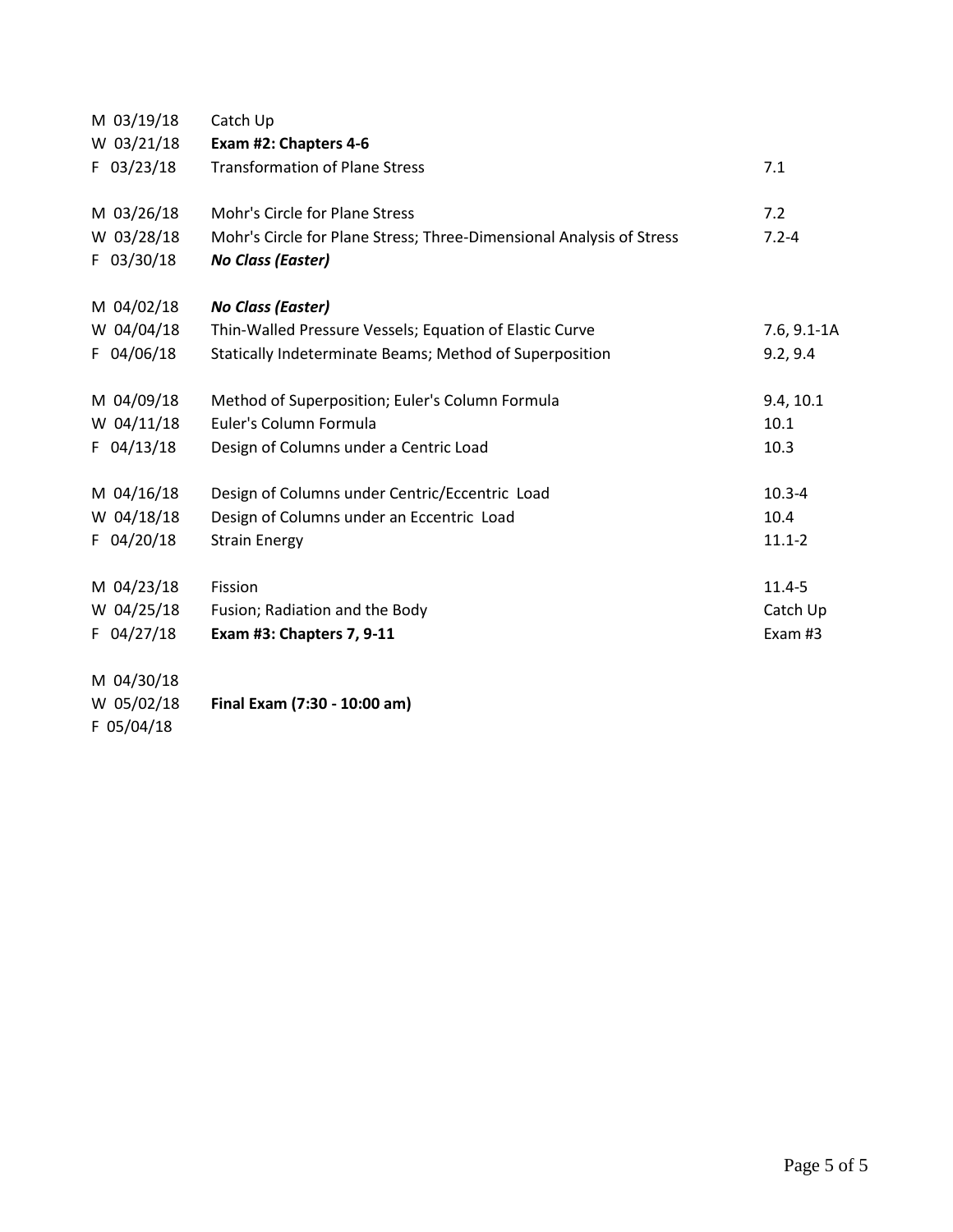| | | |
|---|---|---|
| M 03/19/18 | Catch Up | |
| W 03/21/18 | **Exam #2: Chapters 4-6** | |
| F 03/23/18 | Transformation of Plane Stress | 7.1 |
| M 03/26/18 | Mohr's Circle for Plane Stress | 7.2 |
| W 03/28/18 | Mohr's Circle for Plane Stress; Three-Dimensional Analysis of Stress | 7.2-4 |
| F 03/30/18 | ***No Class (Easter)*** | |
| M 04/02/18 | ***No Class (Easter)*** | |
| W 04/04/18 | Thin-Walled Pressure Vessels; Equation of Elastic Curve | 7.6, 9.1-1A |
| F 04/06/18 | Statically Indeterminate Beams; Method of Superposition | 9.2, 9.4 |
| M 04/09/18 | Method of Superposition; Euler's Column Formula | 9.4, 10.1 |
| W 04/11/18 | Euler's Column Formula | 10.1 |
| F 04/13/18 | Design of Columns under a Centric Load | 10.3 |
| M 04/16/18 | Design of Columns under Centric/Eccentric Load | 10.3-4 |
| W 04/18/18 | Design of Columns under an Eccentric Load | 10.4 |
| F 04/20/18 | Strain Energy | 11.1-2 |
| M 04/23/18 | Fission | 11.4-5 |
| W 04/25/18 | Fusion; Radiation and the Body | Catch Up |
| F 04/27/18 | **Exam #3: Chapters 7, 9-11** | Exam #3 |
| M 04/30/18 | | |
| W 05/02/18 | **Final Exam (7:30 - 10:00 am)** | |
| F 05/04/18 | | |